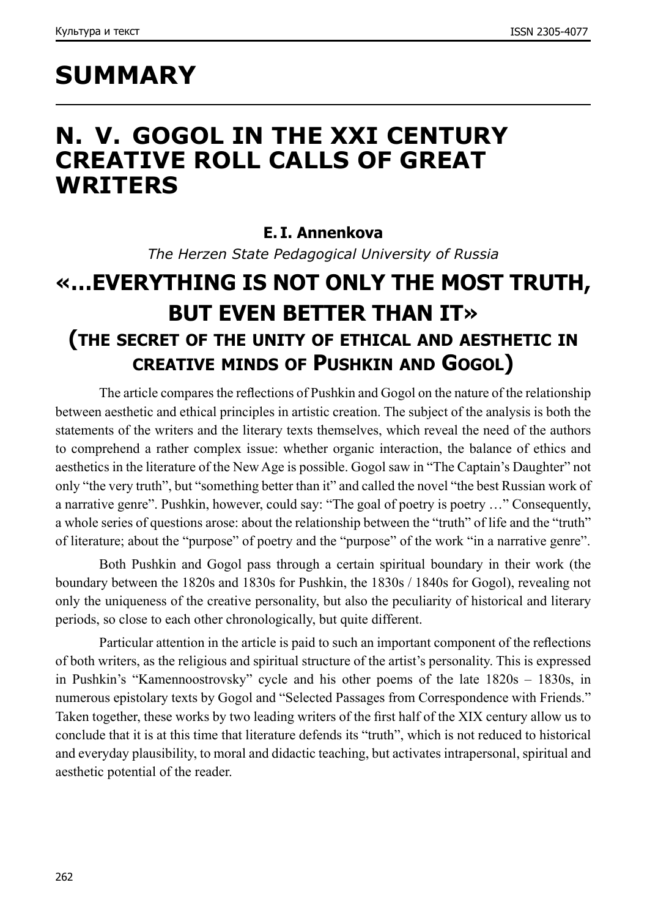# SUMMARY

## N. V. GOGOL IN THE XXI CENTURY CREATIVE ROLL CALLS OF GREAT WRITERS

**E. I. Annenkova**

*The Herzen State Pedagogical University of Russia*

## «…EVERYTHING IS NOT ONLY THE MOST TRUTH, BUT EVEN BETTER THAN IT»

### (THE SECRET OF THE UNITY OF ETHICAL AND AESTHETIC IN CREATIVE MINDS OF PUSHKIN AND GOGOL)

The article compares the reflections of Pushkin and Gogol on the nature of the relationship between aesthetic and ethical principles in artistic creation. The subject of the analysis is both the statements of the writers and the literary texts themselves, which reveal the need of the authors to comprehend a rather complex issue: whether organic interaction, the balance of ethics and aesthetics in the literature of the New Age is possible. Gogol saw in "The Captain's Daughter" not only "the very truth", but "something better than it" and called the novel "the best Russian work of a narrative genre". Pushkin, however, could say: "The goal of poetry is poetry …" Consequently, a whole series of questions arose: about the relationship between the "truth" of life and the "truth" of literature; about the "purpose" of poetry and the "purpose" of the work "in a narrative genre".

Both Pushkin and Gogol pass through a certain spiritual boundary in their work (the boundary between the 1820s and 1830s for Pushkin, the 1830s / 1840s for Gogol), revealing not only the uniqueness of the creative personality, but also the peculiarity of historical and literary periods, so close to each other chronologically, but quite different.

Particular attention in the article is paid to such an important component of the reflections of both writers, as the religious and spiritual structure of the artist's personality. This is expressed in Pushkin's "Kamennoostrovsky" cycle and his other poems of the late 1820s – 1830s, in numerous epistolary texts by Gogol and "Selected Passages from Correspondence with Friends." Taken together, these works by two leading writers of the first half of the XIX century allow us to conclude that it is at this time that literature defends its "truth", which is not reduced to historical and everyday plausibility, to moral and didactic teaching, but activates intrapersonal, spiritual and aesthetic potential of the reader.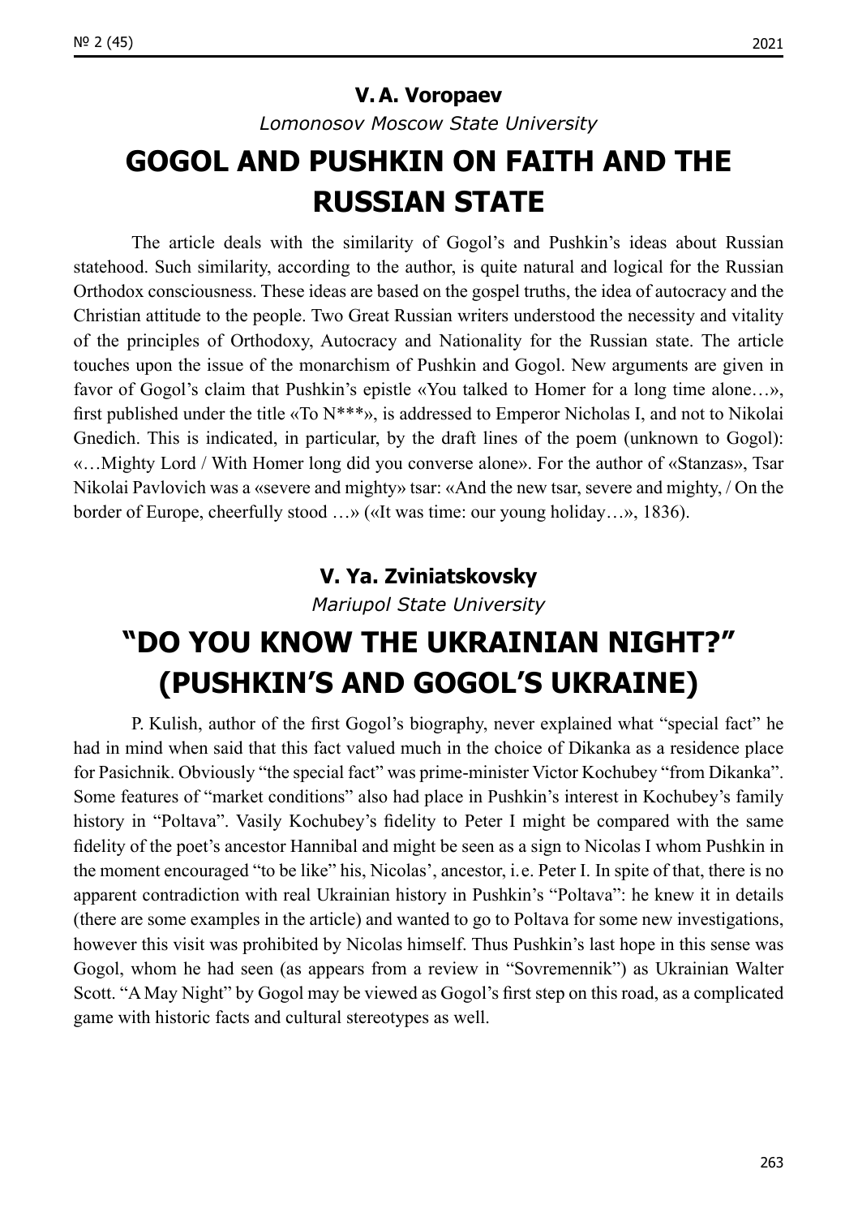**V. A. Voropaev**

*Lomonosov Moscow State University*

# GOGOL AND PUSHKIN ON FAITH AND THE RUSSIAN STATE

The article deals with the similarity of Gogol's and Pushkin's ideas about Russian statehood. Such similarity, according to the author, is quite natural and logical for the Russian Orthodox consciousness. These ideas are based on the gospel truths, the idea of autocracy and the Christian attitude to the people. Two Great Russian writers understood the necessity and vitality of the principles of Orthodoxy, Autocracy and Nationality for the Russian state. The article touches upon the issue of the monarchism of Pushkin and Gogol. New arguments are given in favor of Gogol's claim that Pushkin's epistle «You talked to Homer for a long time alone…», first published under the title «To N\*\*\*», is addressed to Emperor Nicholas I, and not to Nikolai Gnedich. This is indicated, in particular, by the draft lines of the poem (unknown to Gogol): «…Mighty Lord / With Homer long did you converse alone». For the author of «Stanzas», Tsar Nikolai Pavlovich was a «severe and mighty» tsar: «And the new tsar, severe and mighty, / On the border of Europe, cheerfully stood …» («It was time: our young holiday…», 1836).

**V. Ya. Zviniatskovsky**

*Mariupol State University*

# "DO YOU KNOW THE UKRAINIAN NIGHT?" (PUSHKIN'S AND GOGOL'S UKRAINE)

P. Kulish, author of the first Gogol's biography, never explained what "special fact" he had in mind when said that this fact valued much in the choice of Dikanka as a residence place for Pasichnik. Obviously "the special fact" was prime-minister Victor Kochubey "from Dikanka". Some features of "market conditions" also had place in Pushkin's interest in Kochubey's family history in "Poltava". Vasily Kochubey's fidelity to Peter I might be compared with the same fidelity of the poet's ancestor Hannibal and might be seen as a sign to Nicolas I whom Pushkin in the moment encouraged "to be like" his, Nicolas', ancestor, i.e. Peter I. In spite of that, there is no apparent contradiction with real Ukrainian history in Pushkin's "Poltava": he knew it in details (there are some examples in the article) and wanted to go to Poltava for some new investigations, however this visit was prohibited by Nicolas himself. Thus Pushkin's last hope in this sense was Gogol, whom he had seen (as appears from a review in "Sovremennik") as Ukrainian Walter Scott. "A May Night" by Gogol may be viewed as Gogol's first step on this road, as a complicated game with historic facts and cultural stereotypes as well.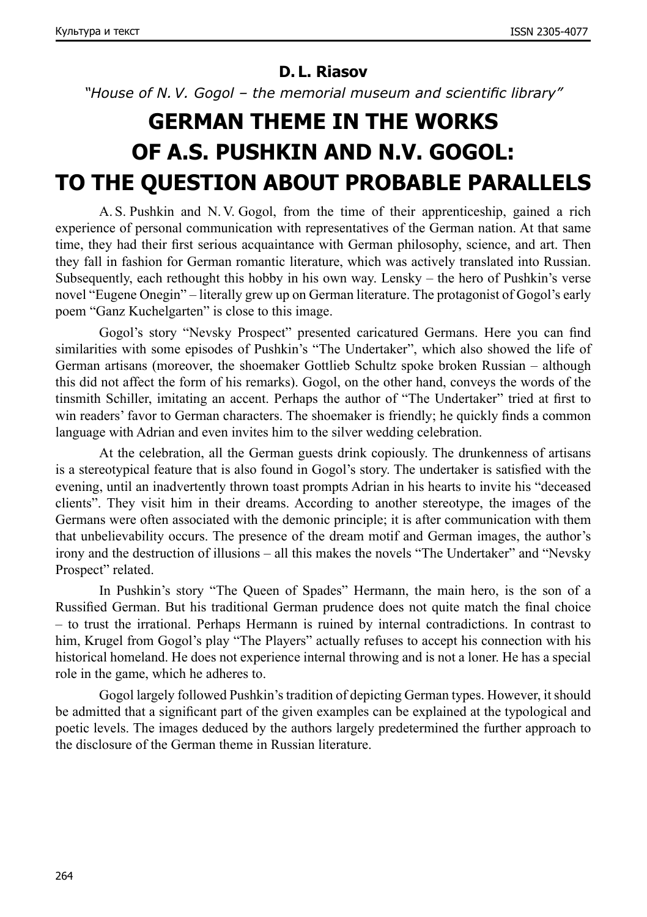**D. L. Riasov**

*"House of N. V. Gogol – the memorial museum and scientific library"*

# GERMAN THEME IN THE WORKS OF A.S. PUSHKIN AND N.V. GOGOL: TO THE QUESTION ABOUT PROBABLE PARALLELS

A. S. Pushkin and N. V. Gogol, from the time of their apprenticeship, gained a rich experience of personal communication with representatives of the German nation. At that same time, they had their first serious acquaintance with German philosophy, science, and art. Then they fall in fashion for German romantic literature, which was actively translated into Russian. Subsequently, each rethought this hobby in his own way. Lensky – the hero of Pushkin's verse novel "Eugene Onegin" – literally grew up on German literature. The protagonist of Gogol's early poem "Ganz Kuchelgarten" is close to this image.

Gogol's story "Nevsky Prospect" presented caricatured Germans. Here you can find similarities with some episodes of Pushkin's "The Undertaker", which also showed the life of German artisans (moreover, the shoemaker Gottlieb Schultz spoke broken Russian – although this did not affect the form of his remarks). Gogol, on the other hand, conveys the words of the tinsmith Schiller, imitating an accent. Perhaps the author of "The Undertaker" tried at first to win readers' favor to German characters. The shoemaker is friendly; he quickly finds a common language with Adrian and even invites him to the silver wedding celebration.

At the celebration, all the German guests drink copiously. The drunkenness of artisans is a stereotypical feature that is also found in Gogol's story. The undertaker is satisfied with the evening, until an inadvertently thrown toast prompts Adrian in his hearts to invite his "deceased clients". They visit him in their dreams. According to another stereotype, the images of the Germans were often associated with the demonic principle; it is after communication with them that unbelievability occurs. The presence of the dream motif and German images, the author's irony and the destruction of illusions – all this makes the novels "The Undertaker" and "Nevsky Prospect" related.

In Pushkin's story "The Queen of Spades" Hermann, the main hero, is the son of a Russified German. But his traditional German prudence does not quite match the final choice – to trust the irrational. Perhaps Hermann is ruined by internal contradictions. In contrast to him, Krugel from Gogol's play "The Players" actually refuses to accept his connection with his historical homeland. He does not experience internal throwing and is not a loner. He has a special role in the game, which he adheres to.

Gogol largely followed Pushkin's tradition of depicting German types. However, it should be admitted that a significant part of the given examples can be explained at the typological and poetic levels. The images deduced by the authors largely predetermined the further approach to the disclosure of the German theme in Russian literature.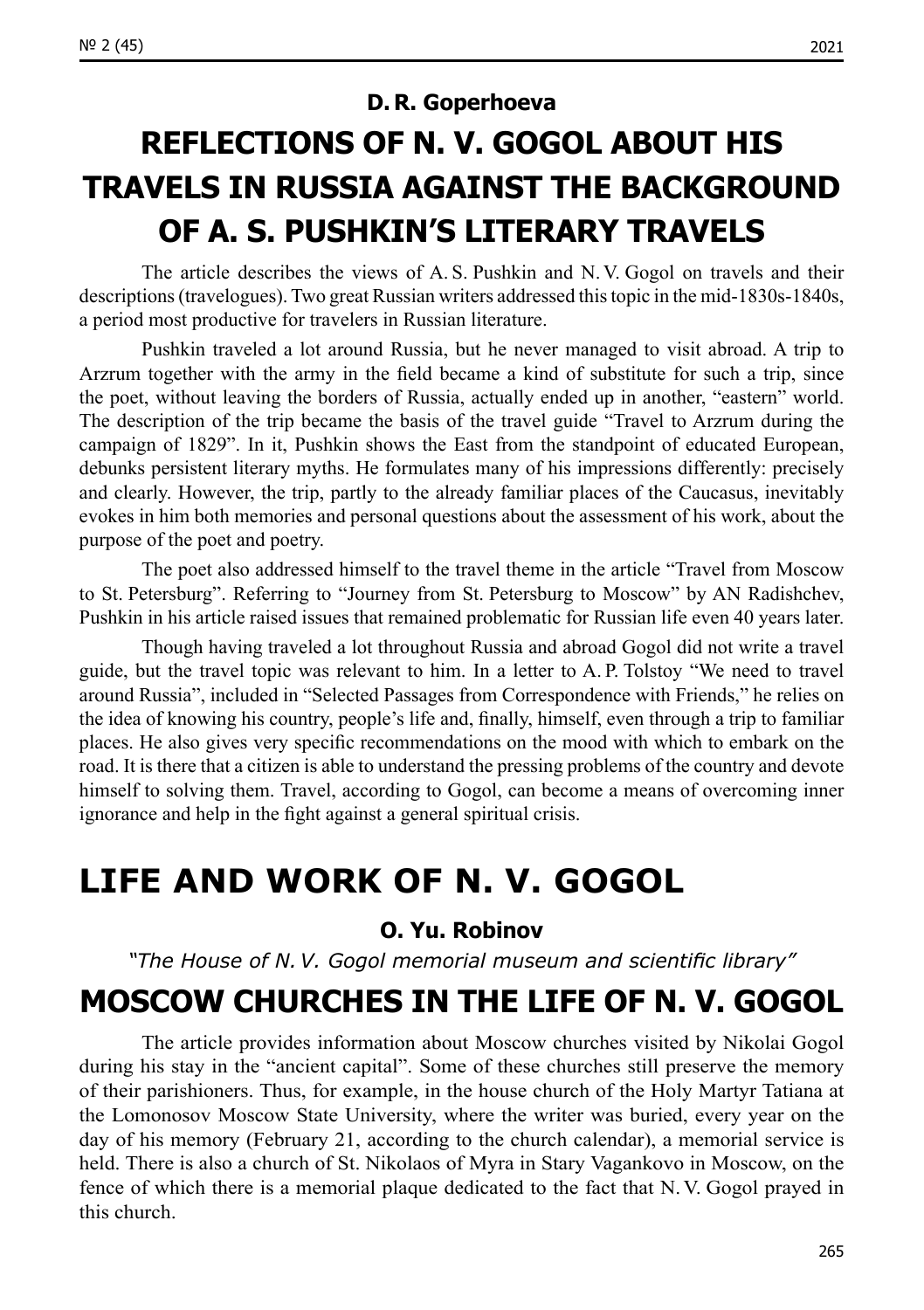**D. R. Goperhoeva**

## REFLECTIONS OF N. V. GOGOL ABOUT HIS TRAVELS IN RUSSIA AGAINST THE BACKGROUND OF A. S. PUSHKIN'S LITERARY TRAVELS

The article describes the views of A. S. Pushkin and N. V. Gogol on travels and their descriptions (travelogues). Two great Russian writers addressed this topic in the mid-1830s-1840s, a period most productive for travelers in Russian literature.

Pushkin traveled a lot around Russia, but he never managed to visit abroad. A trip to Arzrum together with the army in the field became a kind of substitute for such a trip, since the poet, without leaving the borders of Russia, actually ended up in another, "eastern" world. The description of the trip became the basis of the travel guide "Travel to Arzrum during the campaign of 1829". In it, Pushkin shows the East from the standpoint of educated European, debunks persistent literary myths. He formulates many of his impressions differently: precisely and clearly. However, the trip, partly to the already familiar places of the Caucasus, inevitably evokes in him both memories and personal questions about the assessment of his work, about the purpose of the poet and poetry.

The poet also addressed himself to the travel theme in the article "Travel from Moscow to St. Petersburg". Referring to "Journey from St. Petersburg to Moscow" by AN Radishchev, Pushkin in his article raised issues that remained problematic for Russian life even 40 years later.

Though having traveled a lot throughout Russia and abroad Gogol did not write a travel guide, but the travel topic was relevant to him. In a letter to A. P. Tolstoy "We need to travel around Russia", included in "Selected Passages from Correspondence with Friends," he relies on the idea of knowing his country, people's life and, finally, himself, even through a trip to familiar places. He also gives very specific recommendations on the mood with which to embark on the road. It is there that a citizen is able to understand the pressing problems of the country and devote himself to solving them. Travel, according to Gogol, can become a means of overcoming inner ignorance and help in the fight against a general spiritual crisis.

# LIFE AND WORK OF N. V. GOGOL

**O. Yu. Robinov**

*"The House of N. V. Gogol memorial museum and scientific library"*

## MOSCOW CHURCHES IN THE LIFE OF N. V. GOGOL

The article provides information about Moscow churches visited by Nikolai Gogol during his stay in the "ancient capital". Some of these churches still preserve the memory of their parishioners. Thus, for example, in the house church of the Holy Martyr Tatiana at the Lomonosov Moscow State University, where the writer was buried, every year on the day of his memory (February 21, according to the church calendar), a memorial service is held. There is also a church of St. Nikolaos of Myra in Stary Vagankovo in Moscow, on the fence of which there is a memorial plaque dedicated to the fact that N. V. Gogol prayed in this church.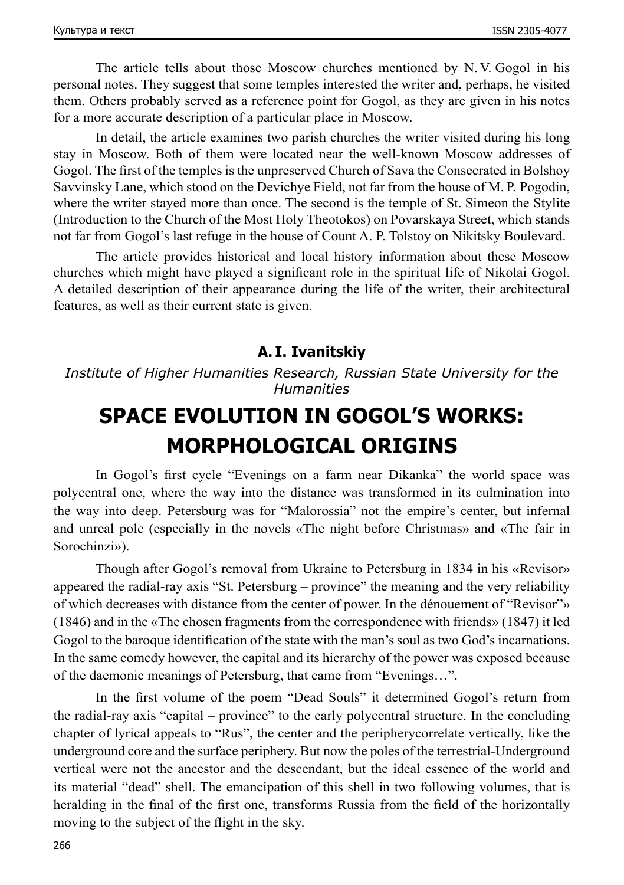The article tells about those Moscow churches mentioned by N. V. Gogol in his personal notes. They suggest that some temples interested the writer and, perhaps, he visited them. Others probably served as a reference point for Gogol, as they are given in his notes for a more accurate description of a particular place in Moscow.

In detail, the article examines two parish churches the writer visited during his long stay in Moscow. Both of them were located near the well-known Moscow addresses of Gogol. The first of the temples is the unpreserved Church of Sava the Consecrated in Bolshoy Savvinsky Lane, which stood on the Devichye Field, not far from the house of M. P. Pogodin, where the writer stayed more than once. The second is the temple of St. Simeon the Stylite (Introduction to the Church of the Most Holy Theotokos) on Povarskaya Street, which stands not far from Gogol's last refuge in the house of Count A. P. Tolstoy on Nikitsky Boulevard.

The article provides historical and local history information about these Moscow churches which might have played a significant role in the spiritual life of Nikolai Gogol. A detailed description of their appearance during the life of the writer, their architectural features, as well as their current state is given.

**A. I. Ivanitskiy**

*Institute of Higher Humanities Research, Russian State University for the Humanities*

## SPACE EVOLUTION IN GOGOL'S WORKS: MORPHOLOGICAL ORIGINS

In Gogol's first cycle "Evenings on a farm near Dikanka" the world space was polycentral one, where the way into the distance was transformed in its culmination into the way into deep. Petersburg was for "Malorossia" not the empire's center, but infernal and unreal pole (especially in the novels «The night before Christmas» and «The fair in Sorochinzi»).

Though after Gogol's removal from Ukraine to Petersburg in 1834 in his «Revisor» appeared the radial-ray axis "St. Petersburg – province" the meaning and the very reliability of which decreases with distance from the center of power. In the dénouement of "Revisor"» (1846) and in the «The chosen fragments from the correspondence with friends» (1847) it led Gogol to the baroque identification of the state with the man's soul as two God's incarnations. In the same comedy however, the capital and its hierarchy of the power was exposed because of the daemonic meanings of Petersburg, that came from "Evenings…".

In the first volume of the poem "Dead Souls" it determined Gogol's return from the radial-ray axis "capital – province" to the early polycentral structure. In the concluding chapter of lyrical appeals to "Rus", the center and the peripherycorrelate vertically, like the underground core and the surface periphery. But now the poles of the terrestrial-Underground vertical were not the ancestor and the descendant, but the ideal essence of the world and its material "dead" shell. The emancipation of this shell in two following volumes, that is heralding in the final of the first one, transforms Russia from the field of the horizontally moving to the subject of the flight in the sky.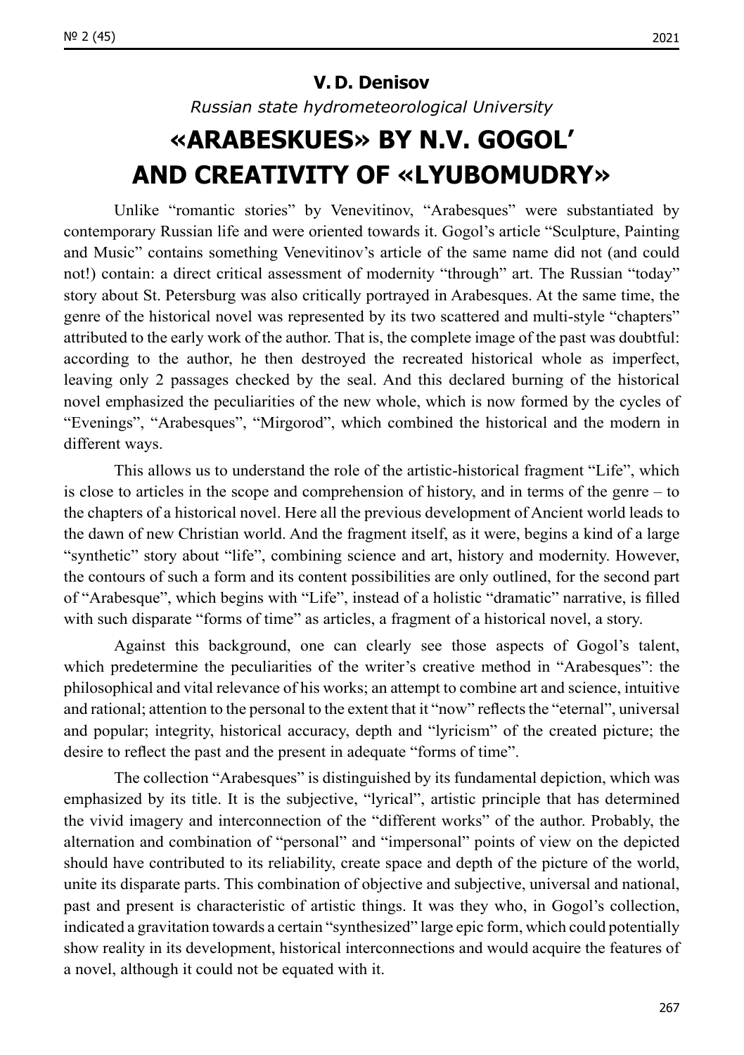**V. D. Denisov**

*Russian state hydrometeorological University*

# «ARABESKUES» BY N.V. GOGOL' AND CREATIVITY OF «LYUBOMUDRY»

Unlike "romantic stories" by Venevitinov, "Arabesques" were substantiated by contemporary Russian life and were oriented towards it. Gogol's article "Sculpture, Painting and Music" contains something Venevitinov's article of the same name did not (and could not!) contain: a direct critical assessment of modernity "through" art. The Russian "today" story about St. Petersburg was also critically portrayed in Arabesques. At the same time, the genre of the historical novel was represented by its two scattered and multi-style "chapters" attributed to the early work of the author. That is, the complete image of the past was doubtful: according to the author, he then destroyed the recreated historical whole as imperfect, leaving only 2 passages checked by the seal. And this declared burning of the historical novel emphasized the peculiarities of the new whole, which is now formed by the cycles of "Evenings", "Arabesques", "Mirgorod", which combined the historical and the modern in different ways.

This allows us to understand the role of the artistic-historical fragment "Life", which is close to articles in the scope and comprehension of history, and in terms of the genre – to the chapters of a historical novel. Here all the previous development of Ancient world leads to the dawn of new Christian world. And the fragment itself, as it were, begins a kind of a large "synthetic" story about "life", combining science and art, history and modernity. However, the contours of such a form and its content possibilities are only outlined, for the second part of "Arabesque", which begins with "Life", instead of a holistic "dramatic" narrative, is filled with such disparate "forms of time" as articles, a fragment of a historical novel, a story.

Against this background, one can clearly see those aspects of Gogol's talent, which predetermine the peculiarities of the writer's creative method in "Arabesques": the philosophical and vital relevance of his works; an attempt to combine art and science, intuitive and rational; attention to the personal to the extent that it "now" reflects the "eternal", universal and popular; integrity, historical accuracy, depth and "lyricism" of the created picture; the desire to reflect the past and the present in adequate "forms of time".

The collection "Arabesques" is distinguished by its fundamental depiction, which was emphasized by its title. It is the subjective, "lyrical", artistic principle that has determined the vivid imagery and interconnection of the "different works" of the author. Probably, the alternation and combination of "personal" and "impersonal" points of view on the depicted should have contributed to its reliability, create space and depth of the picture of the world, unite its disparate parts. This combination of objective and subjective, universal and national, past and present is characteristic of artistic things. It was they who, in Gogol's collection, indicated a gravitation towards a certain "synthesized" large epic form, which could potentially show reality in its development, historical interconnections and would acquire the features of a novel, although it could not be equated with it.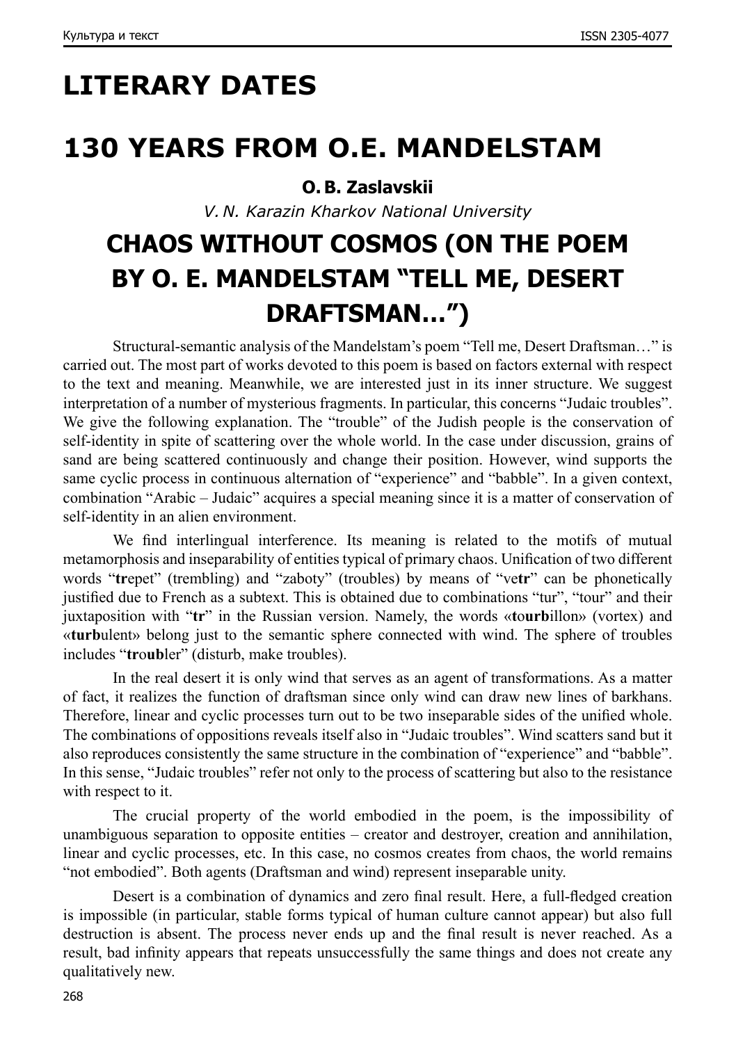# LITERARY DATES

# 130 YEARS FROM O.E. MANDELSTAM

**O. B. Zaslavskii**

*V. N. Karazin Kharkov National University*

## CHAOS WITHOUT COSMOS (ON THE POEM BY O. E. MANDELSTAM "TELL ME, DESERT DRAFTSMAN…")

Structural-semantic analysis of the Mandelstam's poem "Tell me, Desert Draftsman…" is carried out. The most part of works devoted to this poem is based on factors external with respect to the text and meaning. Meanwhile, we are interested just in its inner structure. We suggest interpretation of a number of mysterious fragments. In particular, this concerns "Judaic troubles". We give the following explanation. The "trouble" of the Judish people is the conservation of self-identity in spite of scattering over the whole world. In the case under discussion, grains of sand are being scattered continuously and change their position. However, wind supports the same cyclic process in continuous alternation of "experience" and "babble". In a given context, combination "Arabic – Judaic" acquires a special meaning since it is a matter of conservation of self-identity in an alien environment.

We find interlingual interference. Its meaning is related to the motifs of mutual metamorphosis and inseparability of entities typical of primary chaos. Unification of two different words "**tr**epet" (trembling) and "zaboty" (troubles) by means of "ve**tr**" can be phonetically justified due to French as a subtext. This is obtained due to combinations "tur", "tour" and their juxtaposition with "**tr**" in the Russian version. Namely, the words «**to**u**rb**illon» (vortex) and «**turb**ulent» belong just to the semantic sphere connected with wind. The sphere of troubles includes "**tr**o**ub**ler" (disturb, make troubles).

In the real desert it is only wind that serves as an agent of transformations. As a matter of fact, it realizes the function of draftsman since only wind can draw new lines of barkhans. Therefore, linear and cyclic processes turn out to be two inseparable sides of the unified whole. The combinations of oppositions reveals itself also in "Judaic troubles". Wind scatters sand but it also reproduces consistently the same structure in the combination of "experience" and "babble". In this sense, "Judaic troubles" refer not only to the process of scattering but also to the resistance with respect to it.

The crucial property of the world embodied in the poem, is the impossibility of unambiguous separation to opposite entities – creator and destroyer, creation and annihilation, linear and cyclic processes, etc. In this case, no cosmos creates from chaos, the world remains "not embodied". Both agents (Draftsman and wind) represent inseparable unity.

Desert is a combination of dynamics and zero final result. Here, a full-fledged creation is impossible (in particular, stable forms typical of human culture cannot appear) but also full destruction is absent. The process never ends up and the final result is never reached. As a result, bad infinity appears that repeats unsuccessfully the same things and does not create any qualitatively new.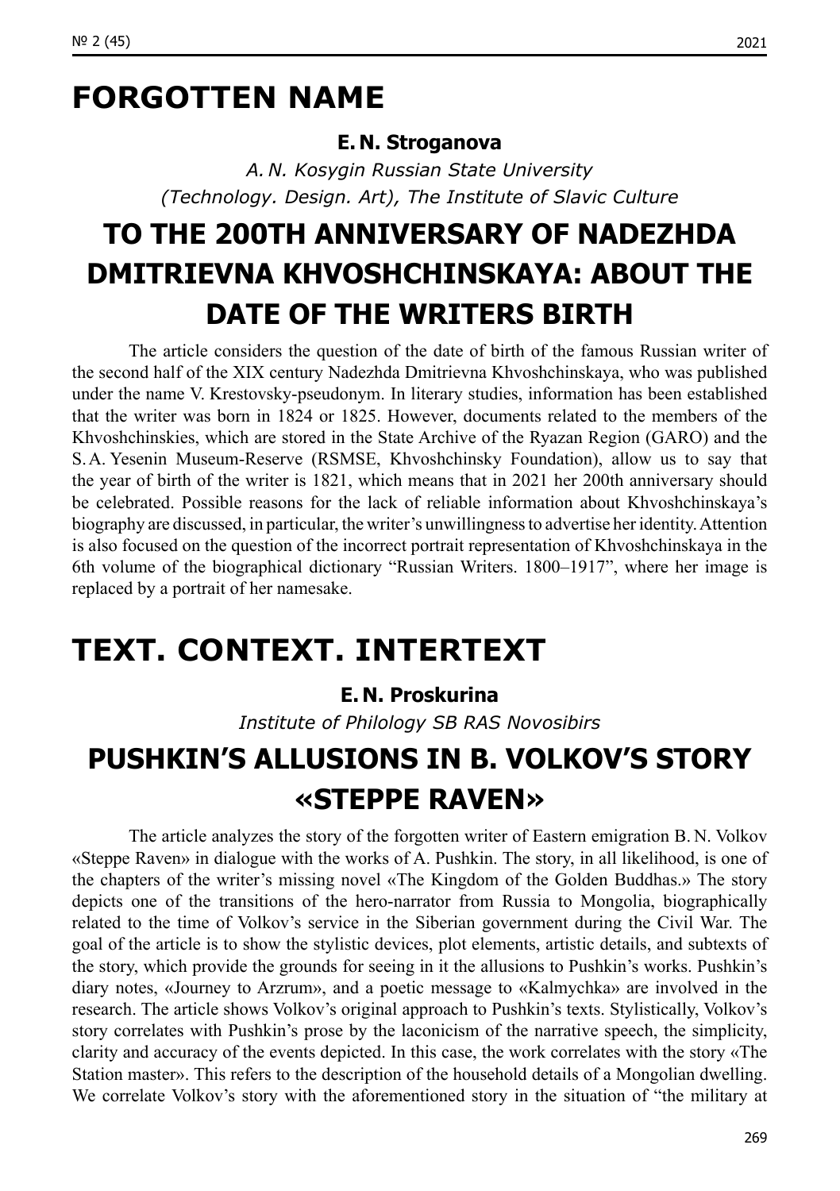# FORGOTTEN NAME

**E. N. Stroganova**

*A. N. Kosygin Russian State University (Technology. Design. Art), The Institute of Slavic Culture*

## TO THE 200TH ANNIVERSARY OF NADEZHDA DMITRIEVNA KHVOSHCHINSKAYA: ABOUT THE DATE OF THE WRITERS BIRTH

The article considers the question of the date of birth of the famous Russian writer of the second half of the XIX century Nadezhda Dmitrievna Khvoshchinskaya, who was published under the name V. Krestovsky-pseudonym. In literary studies, information has been established that the writer was born in 1824 or 1825. However, documents related to the members of the Khvoshchinskies, which are stored in the State Archive of the Ryazan Region (GARO) and the S. A. Yesenin Museum-Reserve (RSMSE, Khvoshchinsky Foundation), allow us to say that the year of birth of the writer is 1821, which means that in 2021 her 200th anniversary should be celebrated. Possible reasons for the lack of reliable information about Khvoshchinskaya's biography are discussed, in particular, the writer's unwillingness to advertise her identity. Attention is also focused on the question of the incorrect portrait representation of Khvoshchinskaya in the 6th volume of the biographical dictionary "Russian Writers. 1800–1917", where her image is replaced by a portrait of her namesake.

# TEXT. CONTEXT. INTERTEXT

**E. N. Proskurina**

*Institute of Philology SB RAS Novosibirs*

## PUSHKIN'S ALLUSIONS IN B. VOLKOV'S STORY «STEPPE RAVEN»

The article analyzes the story of the forgotten writer of Eastern emigration B. N. Volkov «Steppe Raven» in dialogue with the works of A. Pushkin. The story, in all likelihood, is one of the chapters of the writer's missing novel «The Kingdom of the Golden Buddhas.» The story depicts one of the transitions of the hero-narrator from Russia to Mongolia, biographically related to the time of Volkov's service in the Siberian government during the Civil War. The goal of the article is to show the stylistic devices, plot elements, artistic details, and subtexts of the story, which provide the grounds for seeing in it the allusions to Pushkin's works. Pushkin's diary notes, «Journey to Arzrum», and a poetic message to «Kalmychka» are involved in the research. The article shows Volkov's original approach to Pushkin's texts. Stylistically, Volkov's story correlates with Pushkin's prose by the laconicism of the narrative speech, the simplicity, clarity and accuracy of the events depicted. In this case, the work correlates with the story «The Station master». This refers to the description of the household details of a Mongolian dwelling. We correlate Volkov's story with the aforementioned story in the situation of "the military at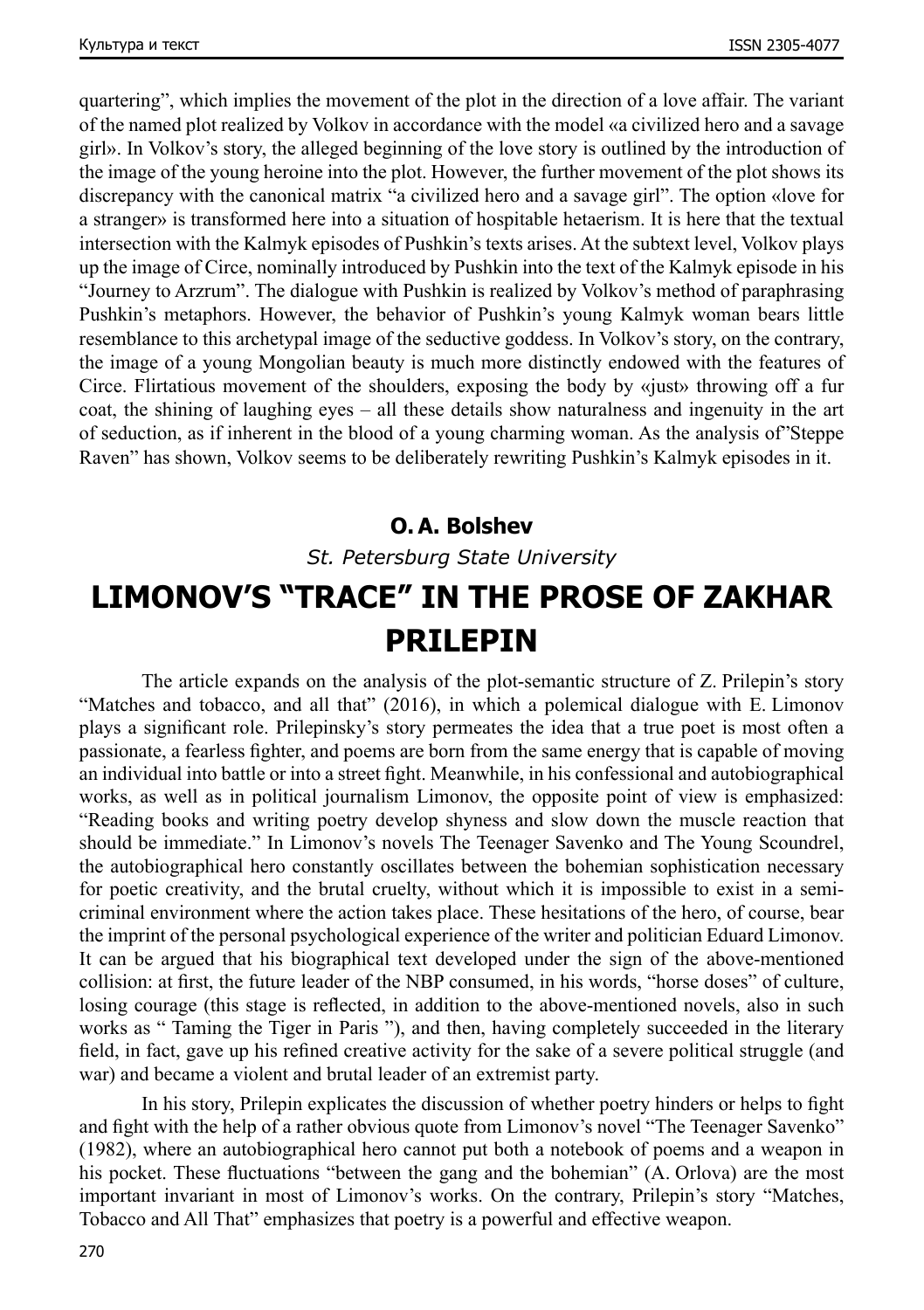quartering", which implies the movement of the plot in the direction of a love affair. The variant of the named plot realized by Volkov in accordance with the model «a civilized hero and a savage girl». In Volkov's story, the alleged beginning of the love story is outlined by the introduction of the image of the young heroine into the plot. However, the further movement of the plot shows its discrepancy with the canonical matrix "a civilized hero and a savage girl". The option «love for a stranger» is transformed here into a situation of hospitable hetaerism. It is here that the textual intersection with the Kalmyk episodes of Pushkin's texts arises. At the subtext level, Volkov plays up the image of Circe, nominally introduced by Pushkin into the text of the Kalmyk episode in his "Journey to Arzrum". The dialogue with Pushkin is realized by Volkov's method of paraphrasing Pushkin's metaphors. However, the behavior of Pushkin's young Kalmyk woman bears little resemblance to this archetypal image of the seductive goddess. In Volkov's story, on the contrary, the image of a young Mongolian beauty is much more distinctly endowed with the features of Circe. Flirtatious movement of the shoulders, exposing the body by «just» throwing off a fur coat, the shining of laughing eyes – all these details show naturalness and ingenuity in the art of seduction, as if inherent in the blood of a young charming woman. As the analysis of"Steppe Raven" has shown, Volkov seems to be deliberately rewriting Pushkin's Kalmyk episodes in it.

**O. A. Bolshev**

*St. Petersburg State University*

# LIMONOV'S "TRACE" IN THE PROSE OF ZAKHAR PRILEPIN

The article expands on the analysis of the plot-semantic structure of Z. Prilepin's story "Matches and tobacco, and all that" (2016), in which a polemical dialogue with E. Limonov plays a significant role. Prilepinsky's story permeates the idea that a true poet is most often a passionate, a fearless fighter, and poems are born from the same energy that is capable of moving an individual into battle or into a street fight. Meanwhile, in his confessional and autobiographical works, as well as in political journalism Limonov, the opposite point of view is emphasized: "Reading books and writing poetry develop shyness and slow down the muscle reaction that should be immediate." In Limonov's novels The Teenager Savenko and The Young Scoundrel, the autobiographical hero constantly oscillates between the bohemian sophistication necessary for poetic creativity, and the brutal cruelty, without which it is impossible to exist in a semi-criminal environment where the action takes place. These hesitations of the hero, of course, bear the imprint of the personal psychological experience of the writer and politician Eduard Limonov. It can be argued that his biographical text developed under the sign of the above-mentioned collision: at first, the future leader of the NBP consumed, in his words, "horse doses" of culture, losing courage (this stage is reflected, in addition to the above-mentioned novels, also in such works as " Taming the Tiger in Paris "), and then, having completely succeeded in the literary field, in fact, gave up his refined creative activity for the sake of a severe political struggle (and war) and became a violent and brutal leader of an extremist party.

In his story, Prilepin explicates the discussion of whether poetry hinders or helps to fight and fight with the help of a rather obvious quote from Limonov's novel "The Teenager Savenko" (1982), where an autobiographical hero cannot put both a notebook of poems and a weapon in his pocket. These fluctuations "between the gang and the bohemian" (A. Orlova) are the most important invariant in most of Limonov's works. On the contrary, Prilepin's story "Matches, Tobacco and All That" emphasizes that poetry is a powerful and effective weapon.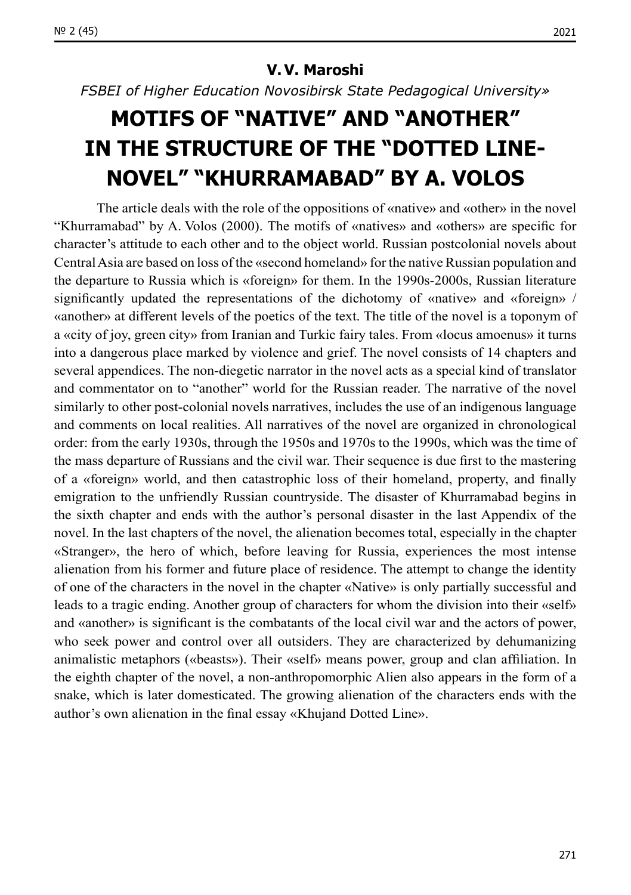**V. V. Maroshi**

*FSBEI of Higher Education Novosibirsk State Pedagogical University»*

# MOTIFS OF "NATIVE" AND "ANOTHER" IN THE STRUCTURE OF THE "DOTTED LINE-NOVEL" "KHURRAMABAD" BY A. VOLOS

The article deals with the role of the oppositions of «native» and «other» in the novel "Khurramabad" by A. Volos (2000). The motifs of «natives» and «others» are specific for character's attitude to each other and to the object world. Russian postcolonial novels about Central Asia are based on loss of the «second homeland» for the native Russian population and the departure to Russia which is «foreign» for them. In the 1990s-2000s, Russian literature significantly updated the representations of the dichotomy of «native» and «foreign» / «another» at different levels of the poetics of the text. The title of the novel is a toponym of a «city of joy, green city» from Iranian and Turkic fairy tales. From «locus amoenus» it turns into a dangerous place marked by violence and grief. The novel consists of 14 chapters and several appendices. The non-diegetic narrator in the novel acts as a special kind of translator and commentator on to "another" world for the Russian reader. The narrative of the novel similarly to other post-colonial novels narratives, includes the use of an indigenous language and comments on local realities. All narratives of the novel are organized in chronological order: from the early 1930s, through the 1950s and 1970s to the 1990s, which was the time of the mass departure of Russians and the civil war. Their sequence is due first to the mastering of a «foreign» world, and then catastrophic loss of their homeland, property, and finally emigration to the unfriendly Russian countryside. The disaster of Khurramabad begins in the sixth chapter and ends with the author's personal disaster in the last Appendix of the novel. In the last chapters of the novel, the alienation becomes total, especially in the chapter «Stranger», the hero of which, before leaving for Russia, experiences the most intense alienation from his former and future place of residence. The attempt to change the identity of one of the characters in the novel in the chapter «Native» is only partially successful and leads to a tragic ending. Another group of characters for whom the division into their «self» and «another» is significant is the combatants of the local civil war and the actors of power, who seek power and control over all outsiders. They are characterized by dehumanizing animalistic metaphors («beasts»). Their «self» means power, group and clan affiliation. In the eighth chapter of the novel, a non-anthropomorphic Alien also appears in the form of a snake, which is later domesticated. The growing alienation of the characters ends with the author's own alienation in the final essay «Khujand Dotted Line».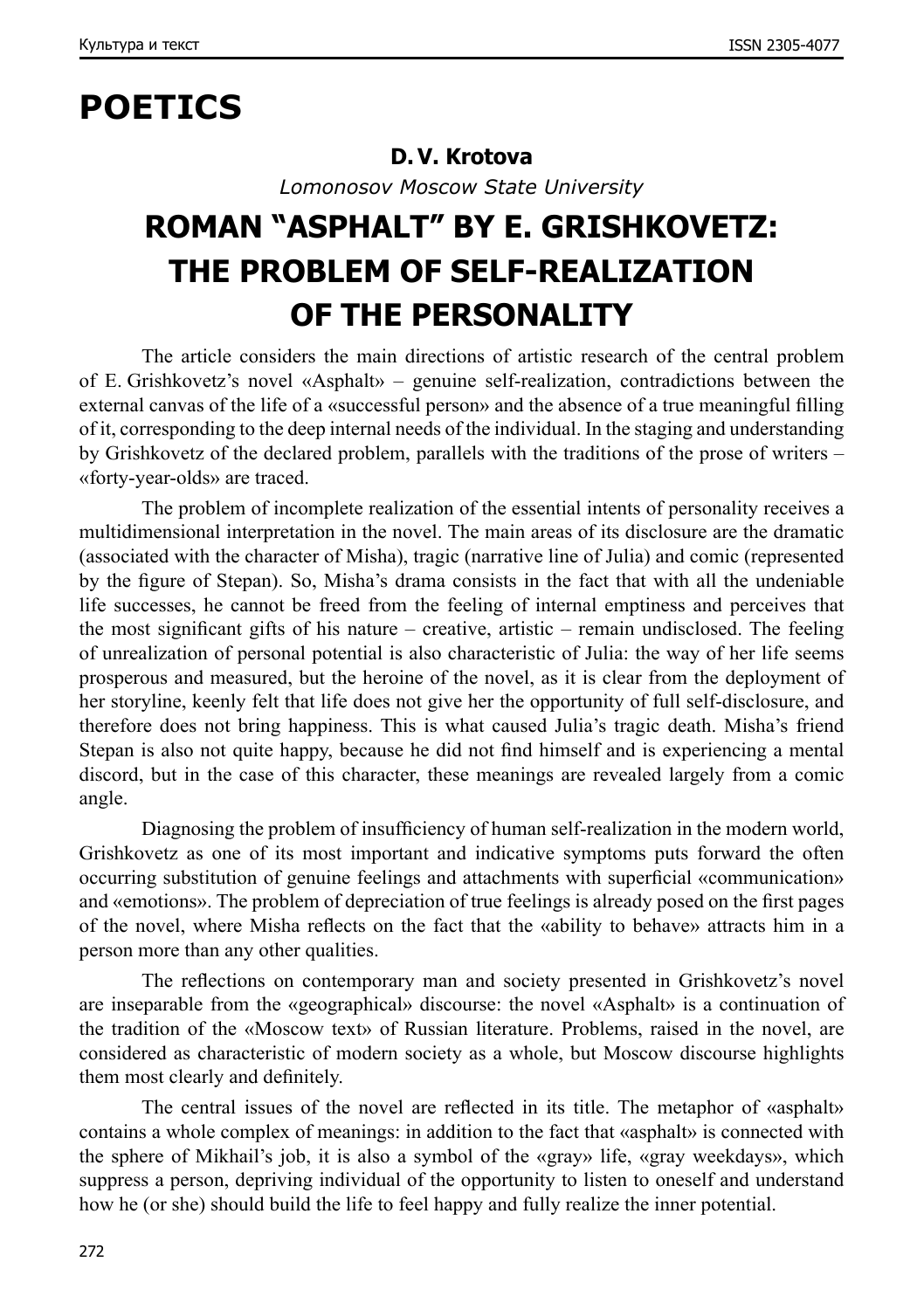# POETICS

**D. V. Krotova**

*Lomonosov Moscow State University*

## ROMAN "ASPHALT" BY E. GRISHKOVETZ: THE PROBLEM OF SELF-REALIZATION OF THE PERSONALITY

The article considers the main directions of artistic research of the central problem of E. Grishkovetz's novel «Asphalt» – genuine self-realization, contradictions between the external canvas of the life of a «successful person» and the absence of a true meaningful filling of it, corresponding to the deep internal needs of the individual. In the staging and understanding by Grishkovetz of the declared problem, parallels with the traditions of the prose of writers – «forty-year-olds» are traced.

The problem of incomplete realization of the essential intents of personality receives a multidimensional interpretation in the novel. The main areas of its disclosure are the dramatic (associated with the character of Misha), tragic (narrative line of Julia) and comic (represented by the figure of Stepan). So, Misha's drama consists in the fact that with all the undeniable life successes, he cannot be freed from the feeling of internal emptiness and perceives that the most significant gifts of his nature – creative, artistic – remain undisclosed. The feeling of unrealization of personal potential is also characteristic of Julia: the way of her life seems prosperous and measured, but the heroine of the novel, as it is clear from the deployment of her storyline, keenly felt that life does not give her the opportunity of full self-disclosure, and therefore does not bring happiness. This is what caused Julia's tragic death. Misha's friend Stepan is also not quite happy, because he did not find himself and is experiencing a mental discord, but in the case of this character, these meanings are revealed largely from a comic angle.

Diagnosing the problem of insufficiency of human self-realization in the modern world, Grishkovetz as one of its most important and indicative symptoms puts forward the often occurring substitution of genuine feelings and attachments with superficial «communication» and «emotions». The problem of depreciation of true feelings is already posed on the first pages of the novel, where Misha reflects on the fact that the «ability to behave» attracts him in a person more than any other qualities.

The reflections on contemporary man and society presented in Grishkovetz's novel are inseparable from the «geographical» discourse: the novel «Asphalt» is a continuation of the tradition of the «Moscow text» of Russian literature. Problems, raised in the novel, are considered as characteristic of modern society as a whole, but Moscow discourse highlights them most clearly and definitely.

The central issues of the novel are reflected in its title. The metaphor of «asphalt» contains a whole complex of meanings: in addition to the fact that «asphalt» is connected with the sphere of Mikhail's job, it is also a symbol of the «gray» life, «gray weekdays», which suppress a person, depriving individual of the opportunity to listen to oneself and understand how he (or she) should build the life to feel happy and fully realize the inner potential.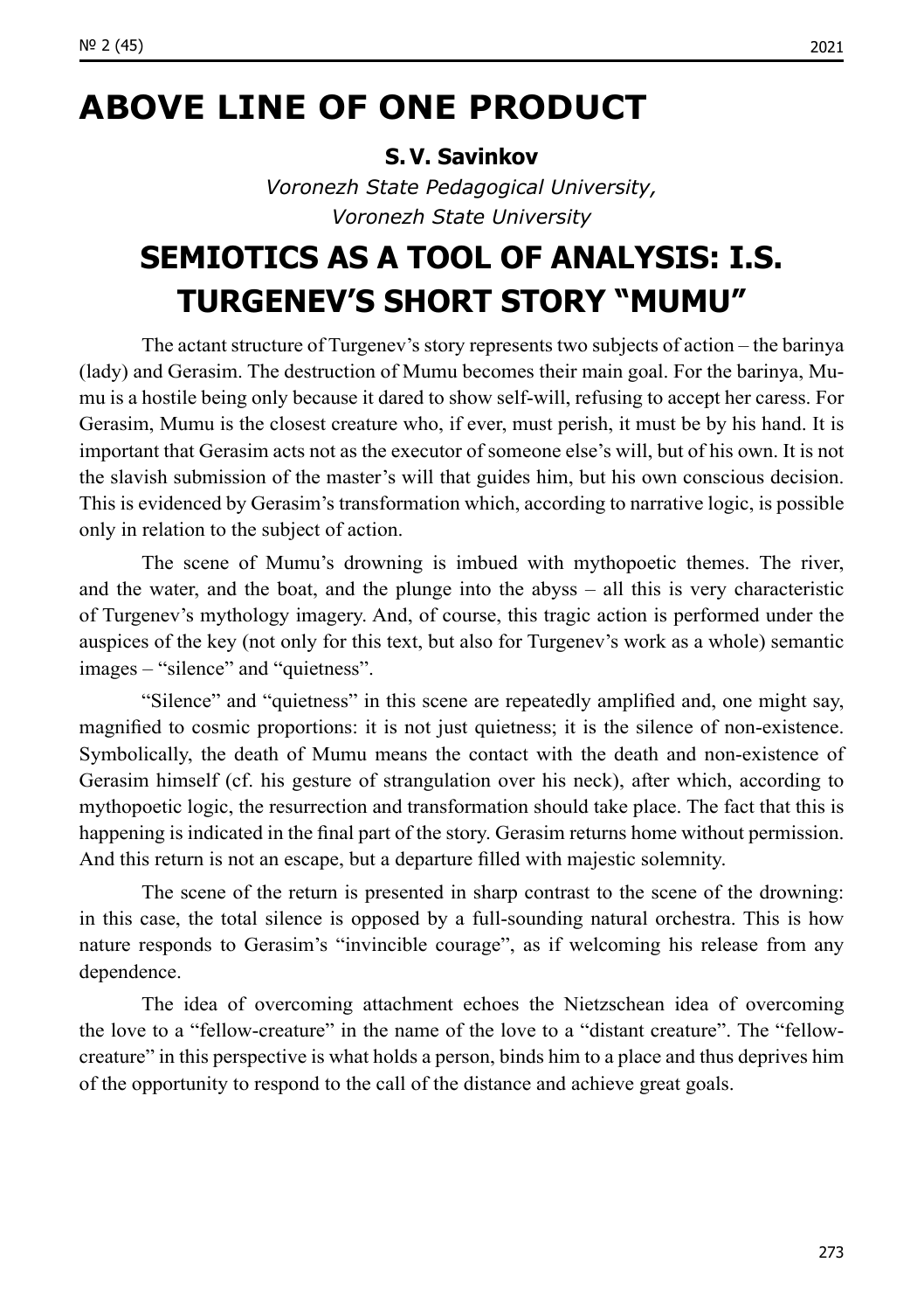# ABOVE LINE OF ONE PRODUCT

**S. V. Savinkov**

*Voronezh State Pedagogical University,*
*Voronezh State University*

# SEMIOTICS AS A TOOL OF ANALYSIS: I.S. TURGENEV'S SHORT STORY "MUMU"

The actant structure of Turgenev's story represents two subjects of action – the barinya (lady) and Gerasim. The destruction of Mumu becomes their main goal. For the barinya, Mumu is a hostile being only because it dared to show self-will, refusing to accept her caress. For Gerasim, Mumu is the closest creature who, if ever, must perish, it must be by his hand. It is important that Gerasim acts not as the executor of someone else's will, but of his own. It is not the slavish submission of the master's will that guides him, but his own conscious decision. This is evidenced by Gerasim's transformation which, according to narrative logic, is possible only in relation to the subject of action.

The scene of Mumu's drowning is imbued with mythopoetic themes. The river, and the water, and the boat, and the plunge into the abyss – all this is very characteristic of Turgenev's mythology imagery. And, of course, this tragic action is performed under the auspices of the key (not only for this text, but also for Turgenev's work as a whole) semantic images – "silence" and "quietness".

"Silence" and "quietness" in this scene are repeatedly amplified and, one might say, magnified to cosmic proportions: it is not just quietness; it is the silence of non-existence. Symbolically, the death of Mumu means the contact with the death and non-existence of Gerasim himself (cf. his gesture of strangulation over his neck), after which, according to mythopoetic logic, the resurrection and transformation should take place. The fact that this is happening is indicated in the final part of the story. Gerasim returns home without permission. And this return is not an escape, but a departure filled with majestic solemnity.

The scene of the return is presented in sharp contrast to the scene of the drowning: in this case, the total silence is opposed by a full-sounding natural orchestra. This is how nature responds to Gerasim's "invincible courage", as if welcoming his release from any dependence.

The idea of overcoming attachment echoes the Nietzschean idea of overcoming the love to a "fellow-creature" in the name of the love to a "distant creature". The "fellow-creature" in this perspective is what holds a person, binds him to a place and thus deprives him of the opportunity to respond to the call of the distance and achieve great goals.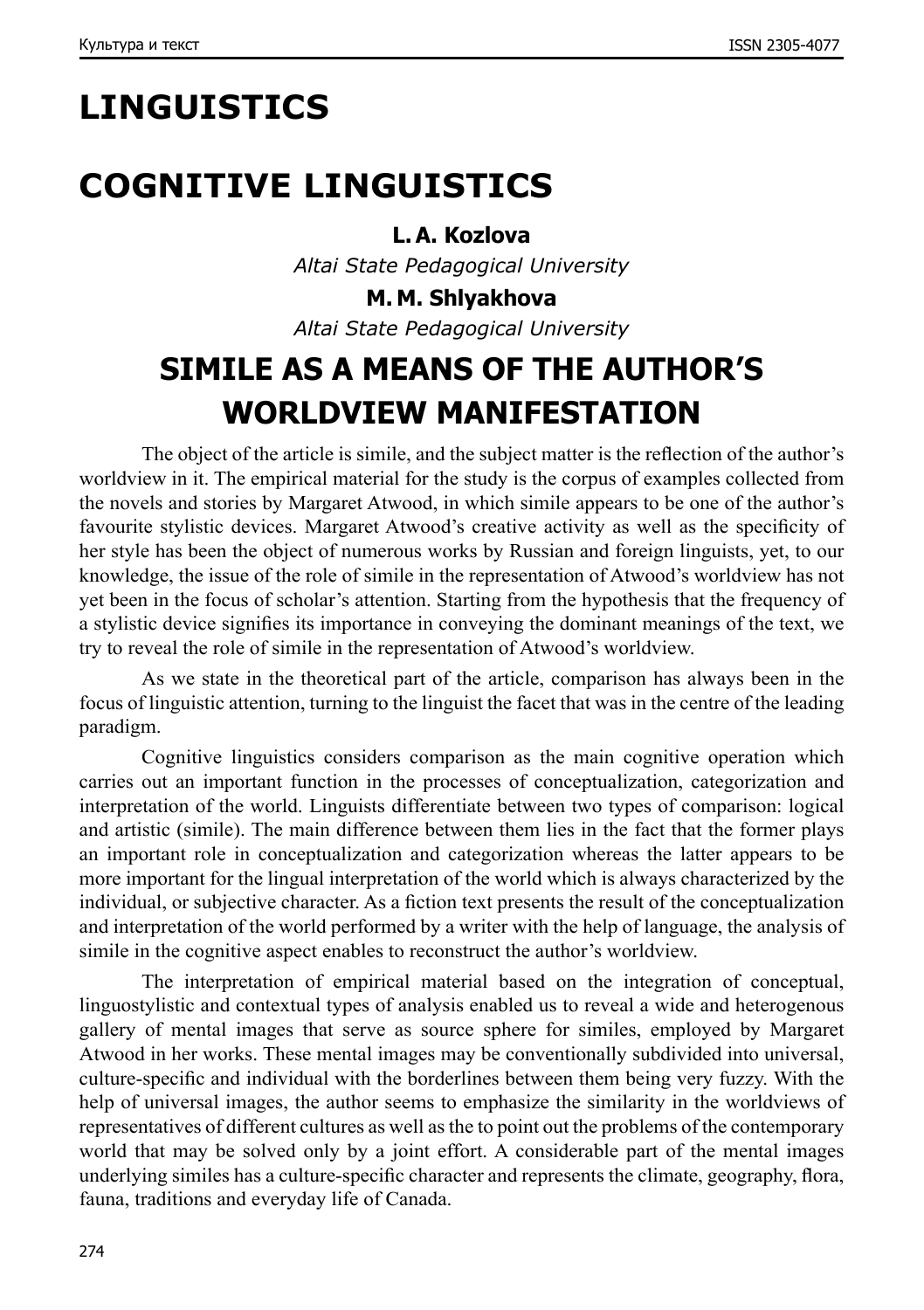# LINGUISTICS

# COGNITIVE LINGUISTICS

**L. A. Kozlova**

*Altai State Pedagogical University*

**M. M. Shlyakhova**

*Altai State Pedagogical University*

## SIMILE AS A MEANS OF THE AUTHOR'S WORLDVIEW MANIFESTATION

The object of the article is simile, and the subject matter is the reflection of the author's worldview in it. The empirical material for the study is the corpus of examples collected from the novels and stories by Margaret Atwood, in which simile appears to be one of the author's favourite stylistic devices. Margaret Atwood's creative activity as well as the specificity of her style has been the object of numerous works by Russian and foreign linguists, yet, to our knowledge, the issue of the role of simile in the representation of Atwood's worldview has not yet been in the focus of scholar's attention. Starting from the hypothesis that the frequency of a stylistic device signifies its importance in conveying the dominant meanings of the text, we try to reveal the role of simile in the representation of Atwood's worldview.

As we state in the theoretical part of the article, comparison has always been in the focus of linguistic attention, turning to the linguist the facet that was in the centre of the leading paradigm.

Cognitive linguistics considers comparison as the main cognitive operation which carries out an important function in the processes of conceptualization, categorization and interpretation of the world. Linguists differentiate between two types of comparison: logical and artistic (simile). The main difference between them lies in the fact that the former plays an important role in conceptualization and categorization whereas the latter appears to be more important for the lingual interpretation of the world which is always characterized by the individual, or subjective character. As a fiction text presents the result of the conceptualization and interpretation of the world performed by a writer with the help of language, the analysis of simile in the cognitive aspect enables to reconstruct the author's worldview.

The interpretation of empirical material based on the integration of conceptual, linguostylistic and contextual types of analysis enabled us to reveal a wide and heterogenous gallery of mental images that serve as source sphere for similes, employed by Margaret Atwood in her works. These mental images may be conventionally subdivided into universal, culture-specific and individual with the borderlines between them being very fuzzy. With the help of universal images, the author seems to emphasize the similarity in the worldviews of representatives of different cultures as well as the to point out the problems of the contemporary world that may be solved only by a joint effort. A considerable part of the mental images underlying similes has a culture-specific character and represents the climate, geography, flora, fauna, traditions and everyday life of Canada.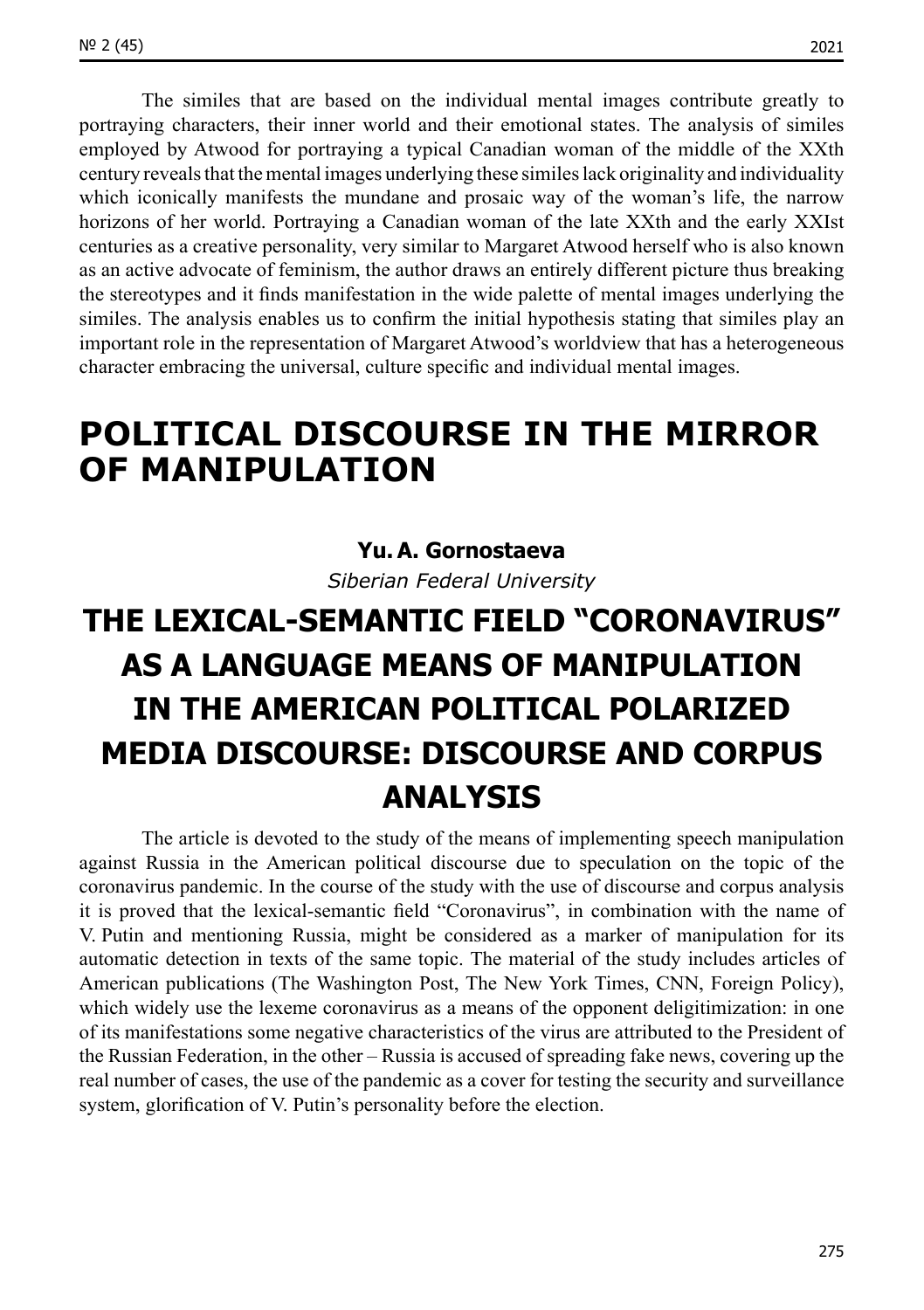The similes that are based on the individual mental images contribute greatly to portraying characters, their inner world and their emotional states. The analysis of similes employed by Atwood for portraying a typical Canadian woman of the middle of the XXth century reveals that the mental images underlying these similes lack originality and individuality which iconically manifests the mundane and prosaic way of the woman's life, the narrow horizons of her world. Portraying a Canadian woman of the late XXth and the early XXIst centuries as a creative personality, very similar to Margaret Atwood herself who is also known as an active advocate of feminism, the author draws an entirely different picture thus breaking the stereotypes and it finds manifestation in the wide palette of mental images underlying the similes. The analysis enables us to confirm the initial hypothesis stating that similes play an important role in the representation of Margaret Atwood's worldview that has a heterogeneous character embracing the universal, culture specific and individual mental images.

# POLITICAL DISCOURSE IN THE MIRROR OF MANIPULATION

**Yu. A. Gornostaeva**

*Siberian Federal University*

## THE LEXICAL-SEMANTIC FIELD "CORONAVIRUS" AS A LANGUAGE MEANS OF MANIPULATION IN THE AMERICAN POLITICAL POLARIZED MEDIA DISCOURSE: DISCOURSE AND CORPUS ANALYSIS

The article is devoted to the study of the means of implementing speech manipulation against Russia in the American political discourse due to speculation on the topic of the coronavirus pandemic. In the course of the study with the use of discourse and corpus analysis it is proved that the lexical-semantic field "Coronavirus", in combination with the name of V. Putin and mentioning Russia, might be considered as a marker of manipulation for its automatic detection in texts of the same topic. The material of the study includes articles of American publications (The Washington Post, The New York Times, CNN, Foreign Policy), which widely use the lexeme coronavirus as a means of the opponent deligitimization: in one of its manifestations some negative characteristics of the virus are attributed to the President of the Russian Federation, in the other – Russia is accused of spreading fake news, covering up the real number of cases, the use of the pandemic as a cover for testing the security and surveillance system, glorification of V. Putin's personality before the election.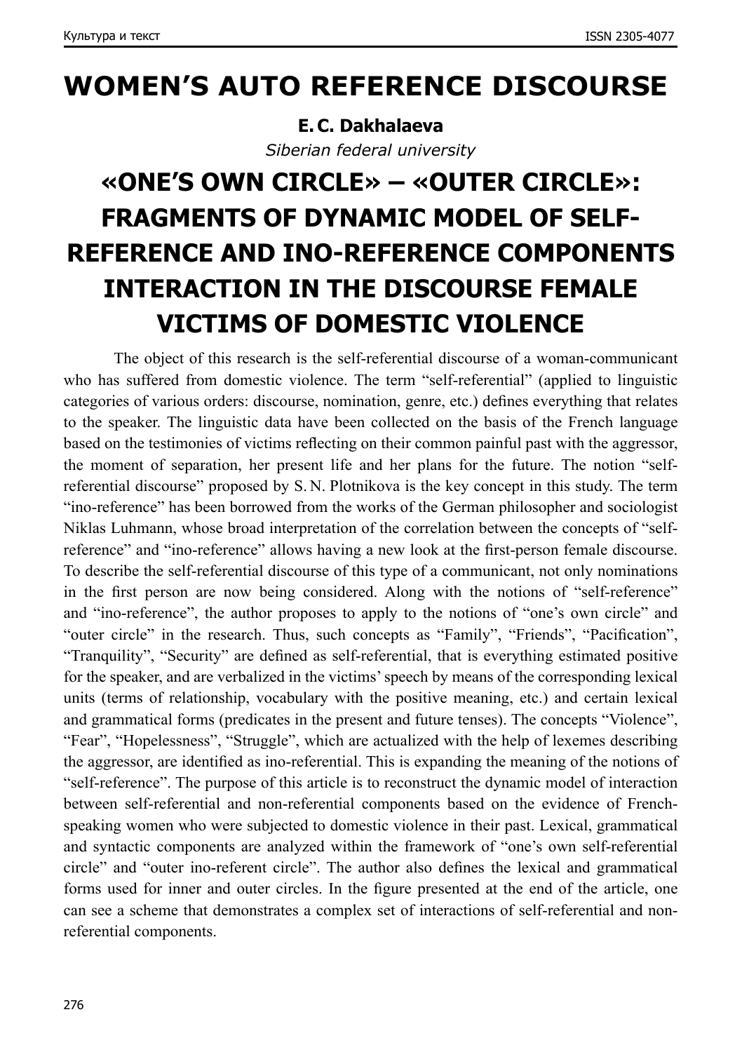# WOMEN'S AUTO REFERENCE DISCOURSE

**E. C. Dakhalaeva**

*Siberian federal university*

# «ONE'S OWN CIRCLE» – «OUTER CIRCLE»: FRAGMENTS OF DYNAMIC MODEL OF SELF-REFERENCE AND INO-REFERENCE COMPONENTS INTERACTION IN THE DISCOURSE FEMALE VICTIMS OF DOMESTIC VIOLENCE

The object of this research is the self-referential discourse of a woman-communicant who has suffered from domestic violence. The term "self-referential" (applied to linguistic categories of various orders: discourse, nomination, genre, etc.) defines everything that relates to the speaker. The linguistic data have been collected on the basis of the French language based on the testimonies of victims reflecting on their common painful past with the aggressor, the moment of separation, her present life and her plans for the future. The notion "self-referential discourse" proposed by S. N. Plotnikova is the key concept in this study. The term "ino-reference" has been borrowed from the works of the German philosopher and sociologist Niklas Luhmann, whose broad interpretation of the correlation between the concepts of "self-reference" and "ino-reference" allows having a new look at the first-person female discourse. To describe the self-referential discourse of this type of a communicant, not only nominations in the first person are now being considered. Along with the notions of "self-reference" and "ino-reference", the author proposes to apply to the notions of "one's own circle" and "outer circle" in the research. Thus, such concepts as "Family", "Friends", "Pacification", "Tranquility", "Security" are defined as self-referential, that is everything estimated positive for the speaker, and are verbalized in the victims' speech by means of the corresponding lexical units (terms of relationship, vocabulary with the positive meaning, etc.) and certain lexical and grammatical forms (predicates in the present and future tenses). The concepts "Violence", "Fear", "Hopelessness", "Struggle", which are actualized with the help of lexemes describing the aggressor, are identified as ino-referential. This is expanding the meaning of the notions of "self-reference". The purpose of this article is to reconstruct the dynamic model of interaction between self-referential and non-referential components based on the evidence of French-speaking women who were subjected to domestic violence in their past. Lexical, grammatical and syntactic components are analyzed within the framework of "one's own self-referential circle" and "outer ino-referent circle". The author also defines the lexical and grammatical forms used for inner and outer circles. In the figure presented at the end of the article, one can see a scheme that demonstrates a complex set of interactions of self-referential and non-referential components.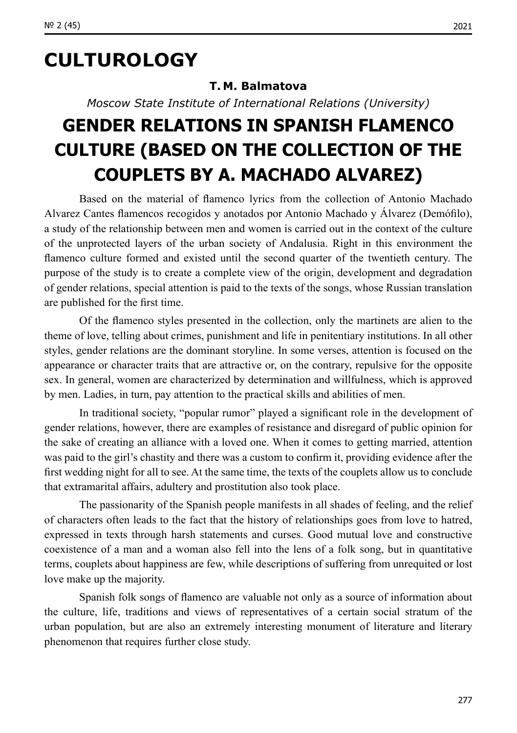# CULTUROLOGY

**T. M. Balmatova**

*Moscow State Institute of International Relations (University)*

## GENDER RELATIONS IN SPANISH FLAMENCO CULTURE (BASED ON THE COLLECTION OF THE COUPLETS BY A. MACHADO ALVAREZ)

Based on the material of flamenco lyrics from the collection of Antonio Machado Alvarez Cantes flamencos recogidos y anotados por Antonio Machado y Álvarez (Demófilo), a study of the relationship between men and women is carried out in the context of the culture of the unprotected layers of the urban society of Andalusia. Right in this environment the flamenco culture formed and existed until the second quarter of the twentieth century. The purpose of the study is to create a complete view of the origin, development and degradation of gender relations, special attention is paid to the texts of the songs, whose Russian translation are published for the first time.

Of the flamenco styles presented in the collection, only the martinets are alien to the theme of love, telling about crimes, punishment and life in penitentiary institutions. In all other styles, gender relations are the dominant storyline. In some verses, attention is focused on the appearance or character traits that are attractive or, on the contrary, repulsive for the opposite sex. In general, women are characterized by determination and willfulness, which is approved by men. Ladies, in turn, pay attention to the practical skills and abilities of men.

In traditional society, "popular rumor" played a significant role in the development of gender relations, however, there are examples of resistance and disregard of public opinion for the sake of creating an alliance with a loved one. When it comes to getting married, attention was paid to the girl's chastity and there was a custom to confirm it, providing evidence after the first wedding night for all to see. At the same time, the texts of the couplets allow us to conclude that extramarital affairs, adultery and prostitution also took place.

The passionarity of the Spanish people manifests in all shades of feeling, and the relief of characters often leads to the fact that the history of relationships goes from love to hatred, expressed in texts through harsh statements and curses. Good mutual love and constructive coexistence of a man and a woman also fell into the lens of a folk song, but in quantitative terms, couplets about happiness are few, while descriptions of suffering from unrequited or lost love make up the majority.

Spanish folk songs of flamenco are valuable not only as a source of information about the culture, life, traditions and views of representatives of a certain social stratum of the urban population, but are also an extremely interesting monument of literature and literary phenomenon that requires further close study.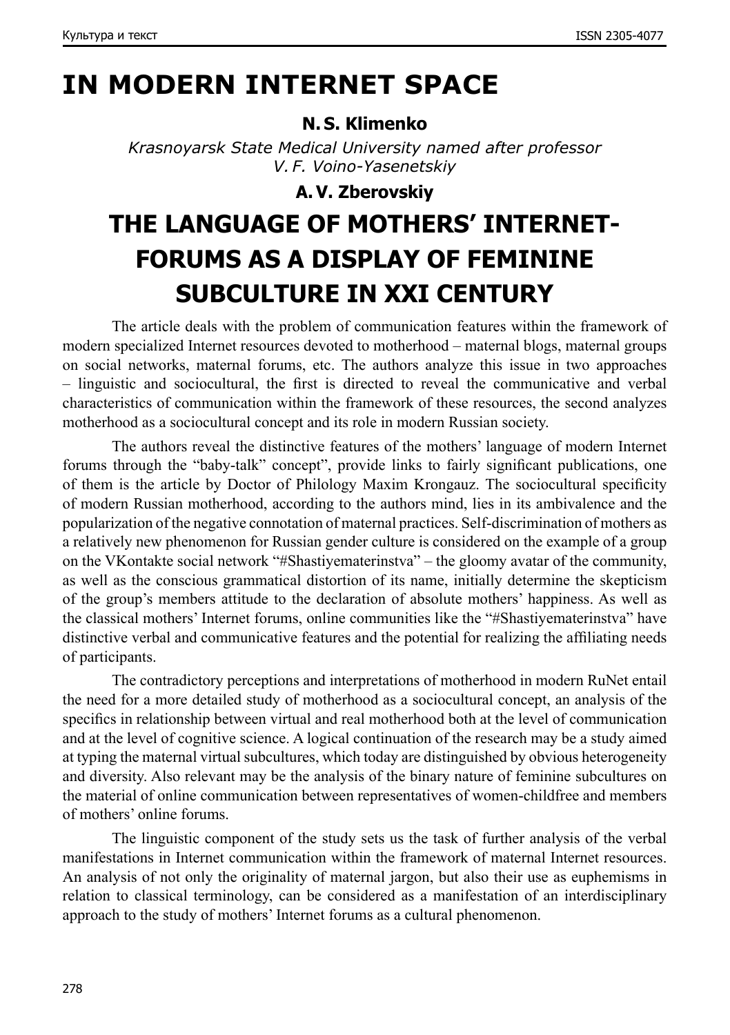# IN MODERN INTERNET SPACE

**N. S. Klimenko**

*Krasnoyarsk State Medical University named after professor V. F. Voino-Yasenetskiy*

**A. V. Zberovskiy**

# THE LANGUAGE OF MOTHERS' INTERNET-FORUMS AS A DISPLAY OF FEMININE SUBCULTURE IN XXI CENTURY

The article deals with the problem of communication features within the framework of modern specialized Internet resources devoted to motherhood – maternal blogs, maternal groups on social networks, maternal forums, etc. The authors analyze this issue in two approaches – linguistic and sociocultural, the first is directed to reveal the communicative and verbal characteristics of communication within the framework of these resources, the second analyzes motherhood as a sociocultural concept and its role in modern Russian society.

The authors reveal the distinctive features of the mothers' language of modern Internet forums through the "baby-talk" concept", provide links to fairly significant publications, one of them is the article by Doctor of Philology Maxim Krongauz. The sociocultural specificity of modern Russian motherhood, according to the authors mind, lies in its ambivalence and the popularization of the negative connotation of maternal practices. Self-discrimination of mothers as a relatively new phenomenon for Russian gender culture is considered on the example of a group on the VKontakte social network "#Shastiyematerinstva" – the gloomy avatar of the community, as well as the conscious grammatical distortion of its name, initially determine the skepticism of the group's members attitude to the declaration of absolute mothers' happiness. As well as the classical mothers' Internet forums, online communities like the "#Shastiyematerinstva" have distinctive verbal and communicative features and the potential for realizing the affiliating needs of participants.

The contradictory perceptions and interpretations of motherhood in modern RuNet entail the need for a more detailed study of motherhood as a sociocultural concept, an analysis of the specifics in relationship between virtual and real motherhood both at the level of communication and at the level of cognitive science. A logical continuation of the research may be a study aimed at typing the maternal virtual subcultures, which today are distinguished by obvious heterogeneity and diversity. Also relevant may be the analysis of the binary nature of feminine subcultures on the material of online communication between representatives of women-childfree and members of mothers' online forums.

The linguistic component of the study sets us the task of further analysis of the verbal manifestations in Internet communication within the framework of maternal Internet resources. An analysis of not only the originality of maternal jargon, but also their use as euphemisms in relation to classical terminology, can be considered as a manifestation of an interdisciplinary approach to the study of mothers' Internet forums as a cultural phenomenon.